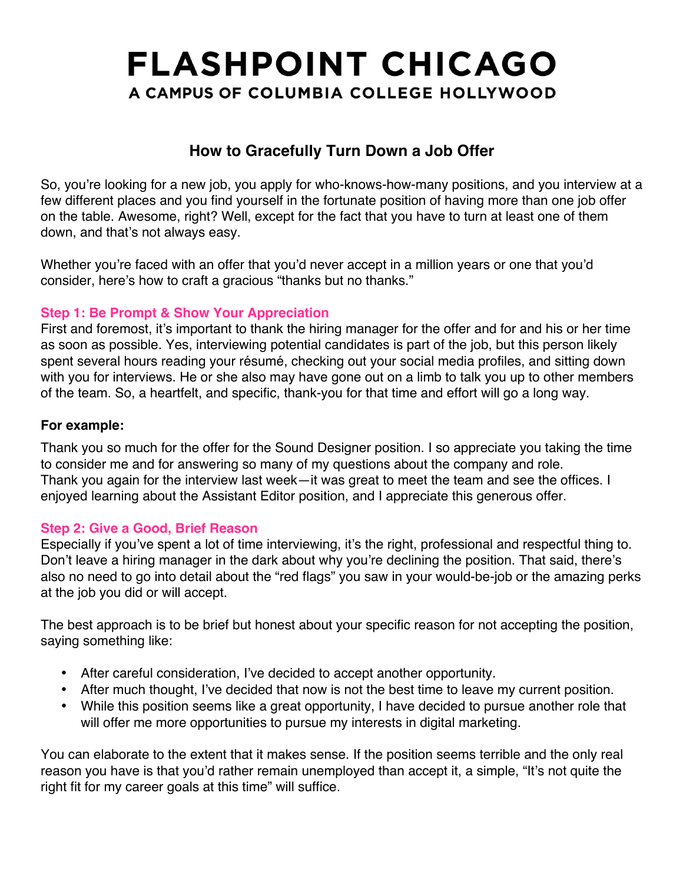# FLASHPOINT CHICAGO

**A CAMPUS OF COLUMBIA COLLEGE HOLLYWOOD**

## How to Gracefully Turn Down a Job Offer

So, you're looking for a new job, you apply for who-knows-how-many positions, and you interview at a few different places and you find yourself in the fortunate position of having more than one job offer on the table. Awesome, right? Well, except for the fact that you have to turn at least one of them down, and that's not always easy.

Whether you're faced with an offer that you'd never accept in a million years or one that you'd consider, here's how to craft a gracious "thanks but no thanks."

### Step 1: Be Prompt & Show Your Appreciation

First and foremost, it's important to thank the hiring manager for the offer and for and his or her time as soon as possible. Yes, interviewing potential candidates is part of the job, but this person likely spent several hours reading your résumé, checking out your social media profiles, and sitting down with you for interviews. He or she also may have gone out on a limb to talk you up to other members of the team. So, a heartfelt, and specific, thank-you for that time and effort will go a long way.

**For example:**

Thank you so much for the offer for the Sound Designer position. I so appreciate you taking the time to consider me and for answering so many of my questions about the company and role.
Thank you again for the interview last week—it was great to meet the team and see the offices. I enjoyed learning about the Assistant Editor position, and I appreciate this generous offer.

### Step 2: Give a Good, Brief Reason

Especially if you've spent a lot of time interviewing, it's the right, professional and respectful thing to. Don't leave a hiring manager in the dark about why you're declining the position. That said, there's also no need to go into detail about the "red flags" you saw in your would-be-job or the amazing perks at the job you did or will accept.

The best approach is to be brief but honest about your specific reason for not accepting the position, saying something like:

- After careful consideration, I've decided to accept another opportunity.
- After much thought, I've decided that now is not the best time to leave my current position.
- While this position seems like a great opportunity, I have decided to pursue another role that will offer me more opportunities to pursue my interests in digital marketing.

You can elaborate to the extent that it makes sense. If the position seems terrible and the only real reason you have is that you'd rather remain unemployed than accept it, a simple, "It's not quite the right fit for my career goals at this time" will suffice.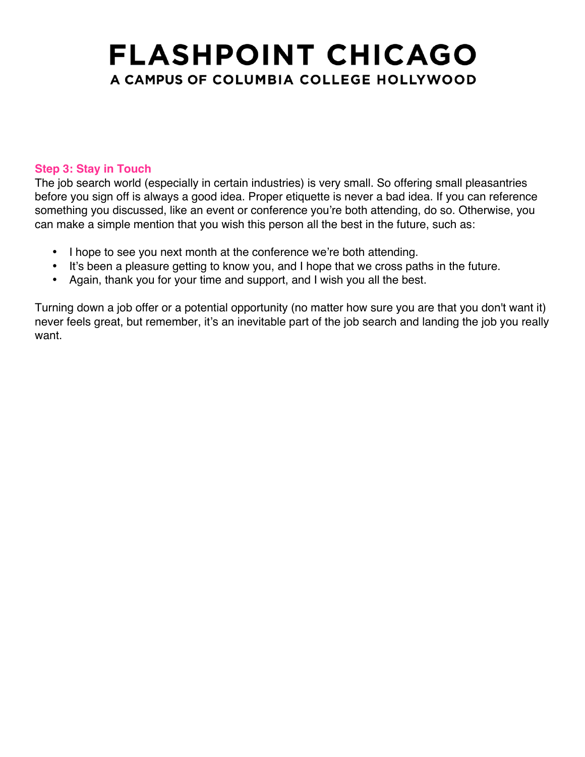### Step 3: Stay in Touch

The job search world (especially in certain industries) is very small. So offering small pleasantries before you sign off is always a good idea. Proper etiquette is never a bad idea. If you can reference something you discussed, like an event or conference you're both attending, do so. Otherwise, you can make a simple mention that you wish this person all the best in the future, such as:

- I hope to see you next month at the conference we're both attending.
- It's been a pleasure getting to know you, and I hope that we cross paths in the future.
- Again, thank you for your time and support, and I wish you all the best.

Turning down a job offer or a potential opportunity (no matter how sure you are that you don't want it) never feels great, but remember, it's an inevitable part of the job search and landing the job you really want.